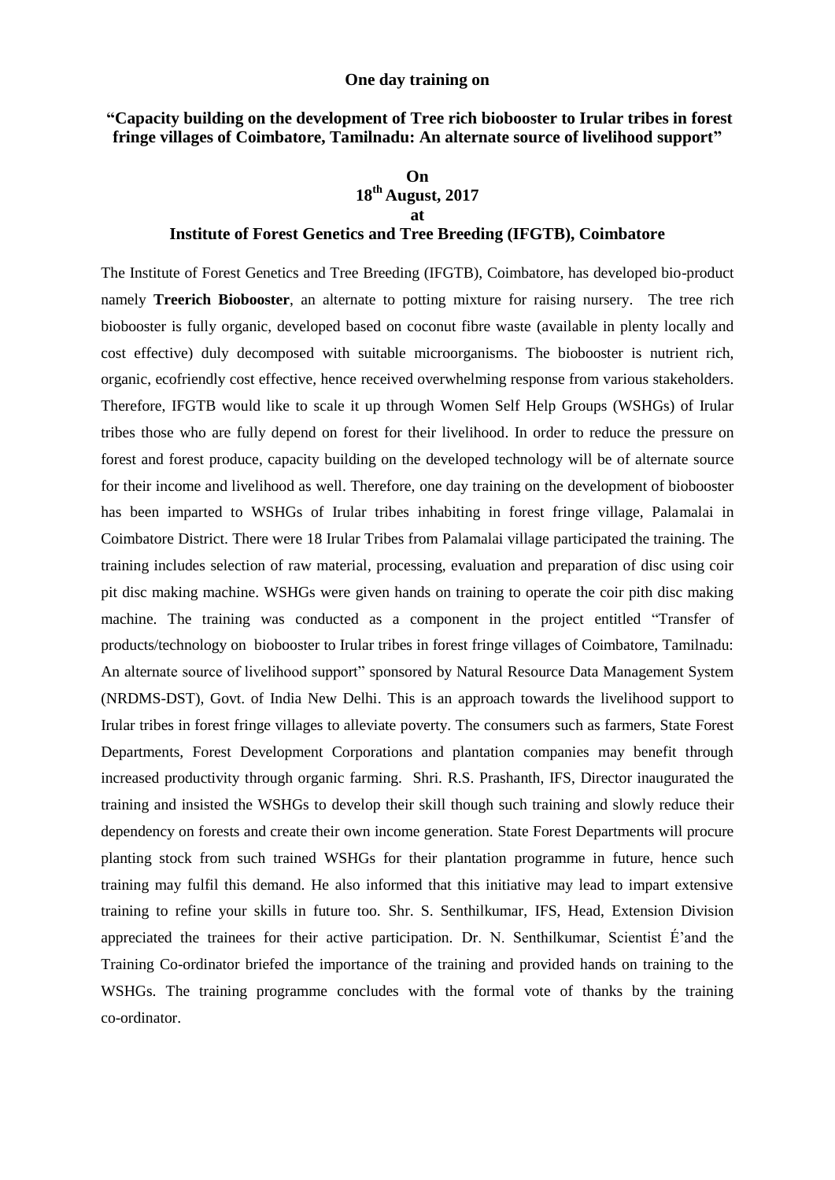**One day training on**

**"Capacity building on the development of Tree rich biobooster to Irular tribes in forest fringe villages of Coimbatore, Tamilnadu: An alternate source of livelihood support"**

**On**

**18th August, 2017**

**at**

**Institute of Forest Genetics and Tree Breeding (IFGTB), Coimbatore**

The Institute of Forest Genetics and Tree Breeding (IFGTB), Coimbatore, has developed bio-product namely **Treerich Biobooster**, an alternate to potting mixture for raising nursery. The tree rich biobooster is fully organic, developed based on coconut fibre waste (available in plenty locally and cost effective) duly decomposed with suitable microorganisms. The biobooster is nutrient rich, organic, ecofriendly cost effective, hence received overwhelming response from various stakeholders. Therefore, IFGTB would like to scale it up through Women Self Help Groups (WSHGs) of Irular tribes those who are fully depend on forest for their livelihood. In order to reduce the pressure on forest and forest produce, capacity building on the developed technology will be of alternate source for their income and livelihood as well. Therefore, one day training on the development of biobooster has been imparted to WSHGs of Irular tribes inhabiting in forest fringe village, Palamalai in Coimbatore District. There were 18 Irular Tribes from Palamalai village participated the training. The training includes selection of raw material, processing, evaluation and preparation of disc using coir pit disc making machine. WSHGs were given hands on training to operate the coir pith disc making machine. The training was conducted as a component in the project entitled "Transfer of products/technology on biobooster to Irular tribes in forest fringe villages of Coimbatore, Tamilnadu: An alternate source of livelihood support" sponsored by Natural Resource Data Management System (NRDMS-DST), Govt. of India New Delhi. This is an approach towards the livelihood support to Irular tribes in forest fringe villages to alleviate poverty. The consumers such as farmers, State Forest Departments, Forest Development Corporations and plantation companies may benefit through increased productivity through organic farming. Shri. R.S. Prashanth, IFS, Director inaugurated the training and insisted the WSHGs to develop their skill though such training and slowly reduce their dependency on forests and create their own income generation. State Forest Departments will procure planting stock from such trained WSHGs for their plantation programme in future, hence such training may fulfil this demand. He also informed that this initiative may lead to impart extensive training to refine your skills in future too. Shr. S. Senthilkumar, IFS, Head, Extension Division appreciated the trainees for their active participation. Dr. N. Senthilkumar, Scientist É'and the Training Co-ordinator briefed the importance of the training and provided hands on training to the WSHGs. The training programme concludes with the formal vote of thanks by the training co-ordinator.